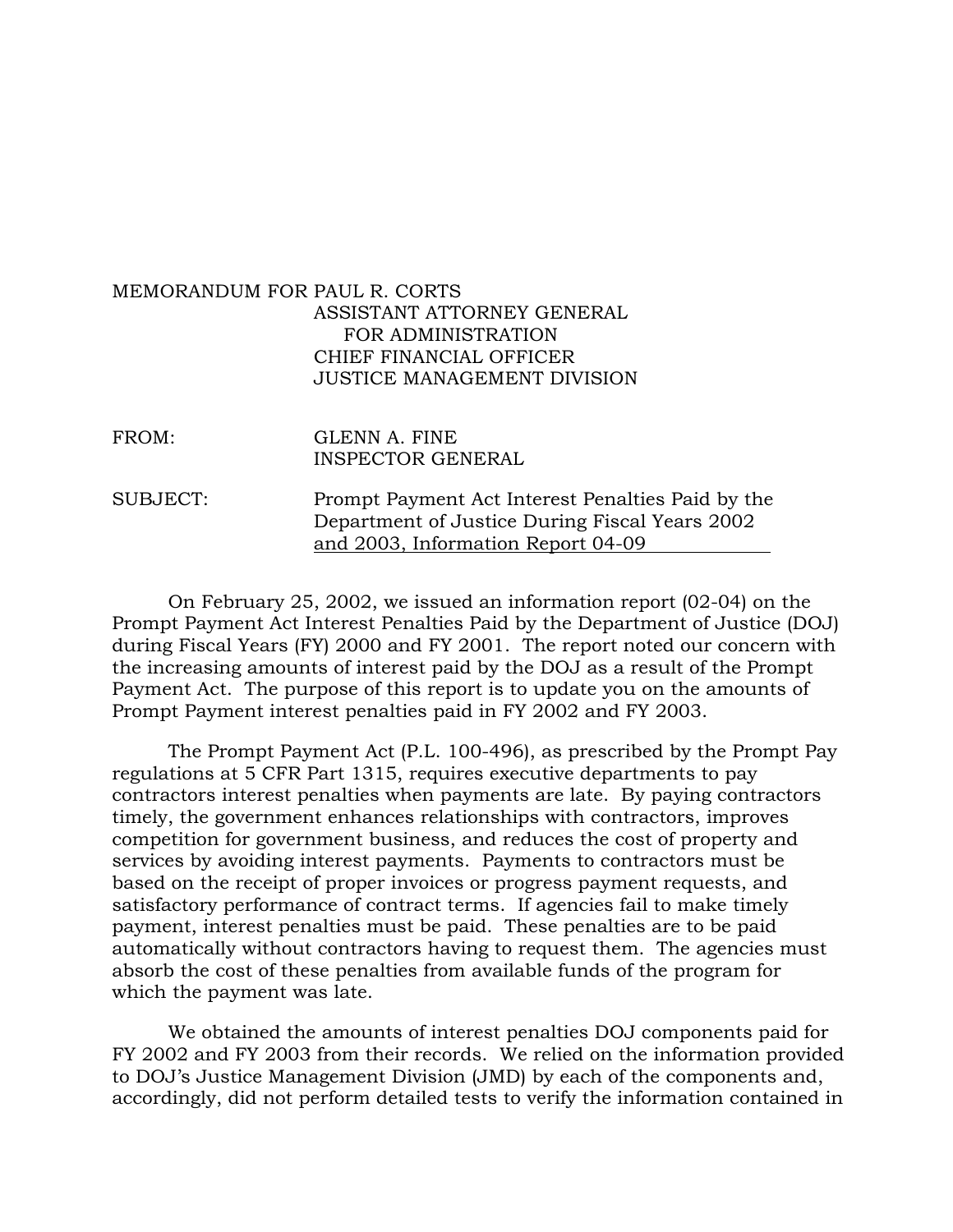MEMORANDUM FOR PAUL R. CORTS
ASSISTANT ATTORNEY GENERAL
FOR ADMINISTRATION
CHIEF FINANCIAL OFFICER
JUSTICE MANAGEMENT DIVISION

FROM: GLENN A. FINE
INSPECTOR GENERAL

SUBJECT: Prompt Payment Act Interest Penalties Paid by the Department of Justice During Fiscal Years 2002 and 2003, Information Report 04-09

On February 25, 2002, we issued an information report (02-04) on the Prompt Payment Act Interest Penalties Paid by the Department of Justice (DOJ) during Fiscal Years (FY) 2000 and FY 2001. The report noted our concern with the increasing amounts of interest paid by the DOJ as a result of the Prompt Payment Act. The purpose of this report is to update you on the amounts of Prompt Payment interest penalties paid in FY 2002 and FY 2003.

The Prompt Payment Act (P.L. 100-496), as prescribed by the Prompt Pay regulations at 5 CFR Part 1315, requires executive departments to pay contractors interest penalties when payments are late. By paying contractors timely, the government enhances relationships with contractors, improves competition for government business, and reduces the cost of property and services by avoiding interest payments. Payments to contractors must be based on the receipt of proper invoices or progress payment requests, and satisfactory performance of contract terms. If agencies fail to make timely payment, interest penalties must be paid. These penalties are to be paid automatically without contractors having to request them. The agencies must absorb the cost of these penalties from available funds of the program for which the payment was late.

We obtained the amounts of interest penalties DOJ components paid for FY 2002 and FY 2003 from their records. We relied on the information provided to DOJ's Justice Management Division (JMD) by each of the components and, accordingly, did not perform detailed tests to verify the information contained in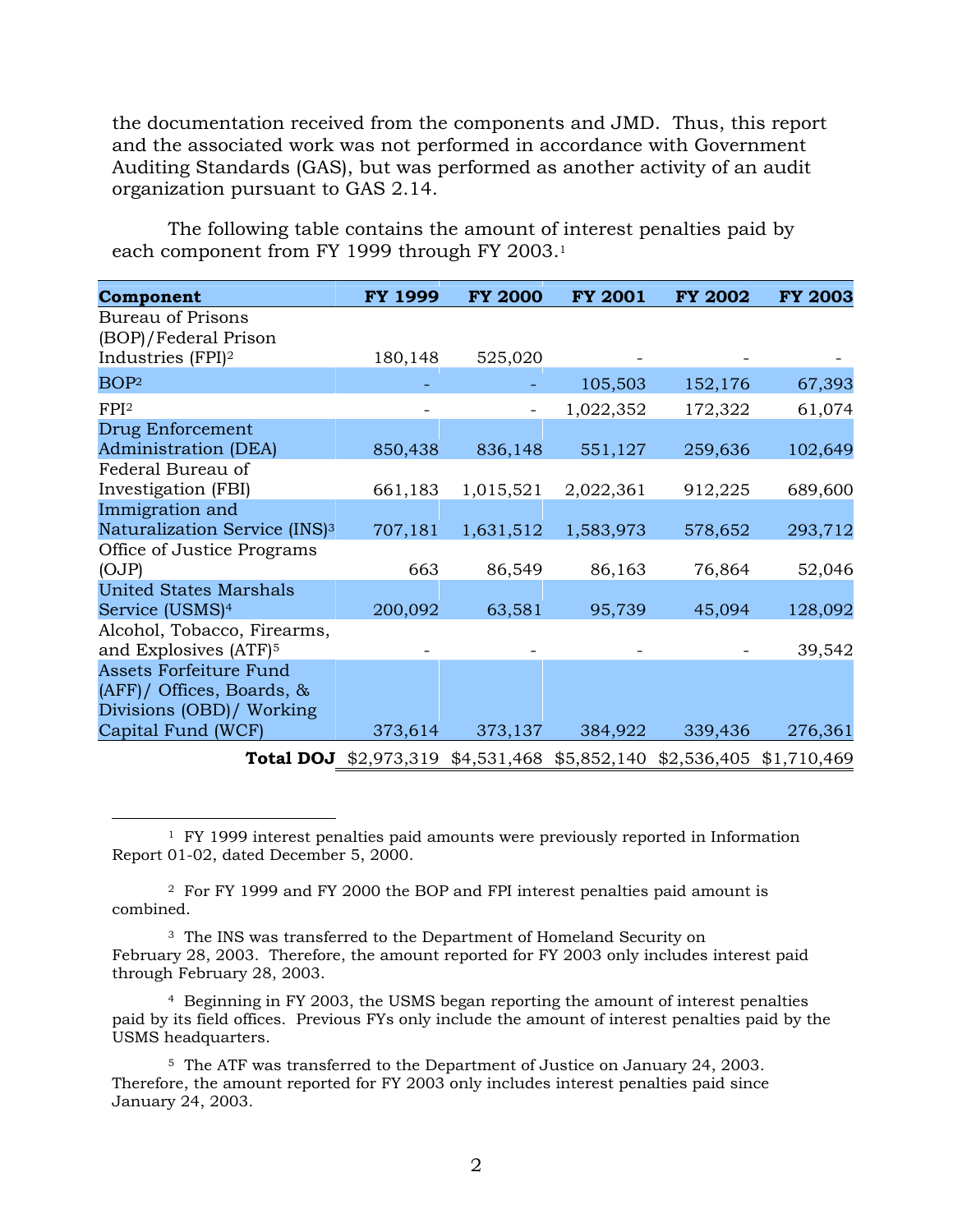the documentation received from the components and JMD. Thus, this report and the associated work was not performed in accordance with Government Auditing Standards (GAS), but was performed as another activity of an audit organization pursuant to GAS 2.14.

The following table contains the amount of interest penalties paid by each component from FY 1999 through FY 2003.[1]

| Component | FY 1999 | FY 2000 | FY 2001 | FY 2002 | FY 2003 |
|---|---|---|---|---|---|
| Bureau of Prisons (BOP)/Federal Prison Industries (FPI)[2] | 180,148 | 525,020 | - | - | - |
| BOP[2] | - | - | 105,503 | 152,176 | 67,393 |
| FPI[2] | - | - | 1,022,352 | 172,322 | 61,074 |
| Drug Enforcement Administration (DEA) | 850,438 | 836,148 | 551,127 | 259,636 | 102,649 |
| Federal Bureau of Investigation (FBI) | 661,183 | 1,015,521 | 2,022,361 | 912,225 | 689,600 |
| Immigration and Naturalization Service (INS)[3] | 707,181 | 1,631,512 | 1,583,973 | 578,652 | 293,712 |
| Office of Justice Programs (OJP) | 663 | 86,549 | 86,163 | 76,864 | 52,046 |
| United States Marshals Service (USMS)[4] | 200,092 | 63,581 | 95,739 | 45,094 | 128,092 |
| Alcohol, Tobacco, Firearms, and Explosives (ATF)[5] | - | - | - | - | 39,542 |
| Assets Forfeiture Fund (AFF)/ Offices, Boards, & Divisions (OBD)/ Working Capital Fund (WCF) | 373,614 | 373,137 | 384,922 | 339,436 | 276,361 |
| **Total DOJ** | $2,973,319 | $4,531,468 | $5,852,140 | $2,536,405 | $1,710,469 |

[1] FY 1999 interest penalties paid amounts were previously reported in Information Report 01-02, dated December 5, 2000.

[2] For FY 1999 and FY 2000 the BOP and FPI interest penalties paid amount is combined.

[3] The INS was transferred to the Department of Homeland Security on February 28, 2003. Therefore, the amount reported for FY 2003 only includes interest paid through February 28, 2003.

[4] Beginning in FY 2003, the USMS began reporting the amount of interest penalties paid by its field offices. Previous FYs only include the amount of interest penalties paid by the USMS headquarters.

[5] The ATF was transferred to the Department of Justice on January 24, 2003. Therefore, the amount reported for FY 2003 only includes interest penalties paid since January 24, 2003.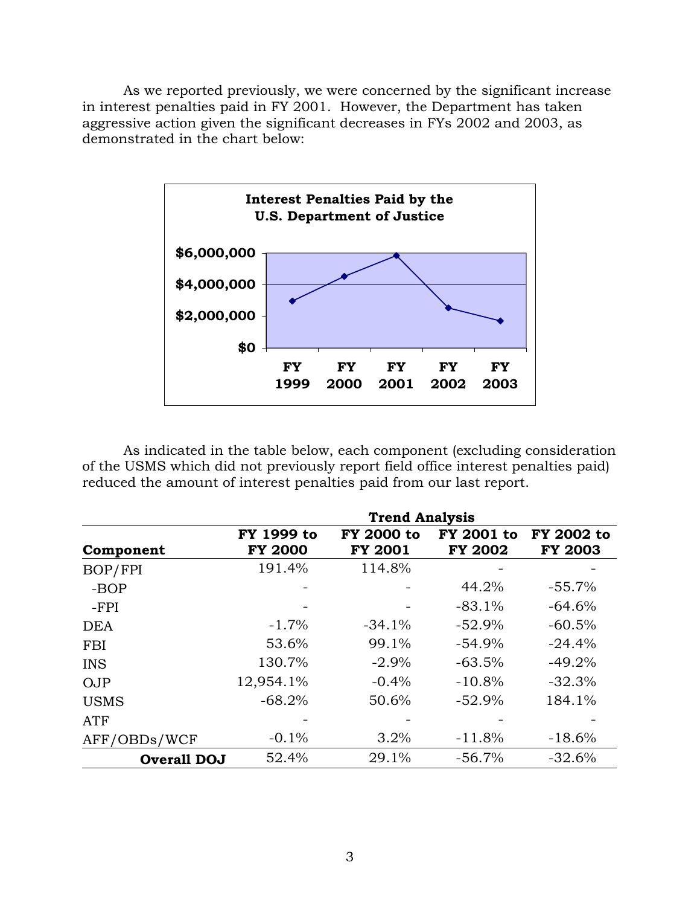As we reported previously, we were concerned by the significant increase in interest penalties paid in FY 2001. However, the Department has taken aggressive action given the significant decreases in FYs 2002 and 2003, as demonstrated in the chart below:

**Interest Penalties Paid by the U.S. Department of Justice**

As indicated in the table below, each component (excluding consideration of the USMS which did not previously report field office interest penalties paid) reduced the amount of interest penalties paid from our last report.

| | Trend Analysis | | | |
|---|---|---|---|---|
| **Component** | **FY 1999 to FY 2000** | **FY 2000 to FY 2001** | **FY 2001 to FY 2002** | **FY 2002 to FY 2003** |
| BOP/FPI | 191.4% | 114.8% | - | - |
| -BOP | - | - | 44.2% | -55.7% |
| -FPI | - | - | -83.1% | -64.6% |
| DEA | -1.7% | -34.1% | -52.9% | -60.5% |
| FBI | 53.6% | 99.1% | -54.9% | -24.4% |
| INS | 130.7% | -2.9% | -63.5% | -49.2% |
| OJP | 12,954.1% | -0.4% | -10.8% | -32.3% |
| USMS | -68.2% | 50.6% | -52.9% | 184.1% |
| ATF | - | - | - | - |
| AFF/OBDs/WCF | -0.1% | 3.2% | -11.8% | -18.6% |
| **Overall DOJ** | 52.4% | 29.1% | -56.7% | -32.6% |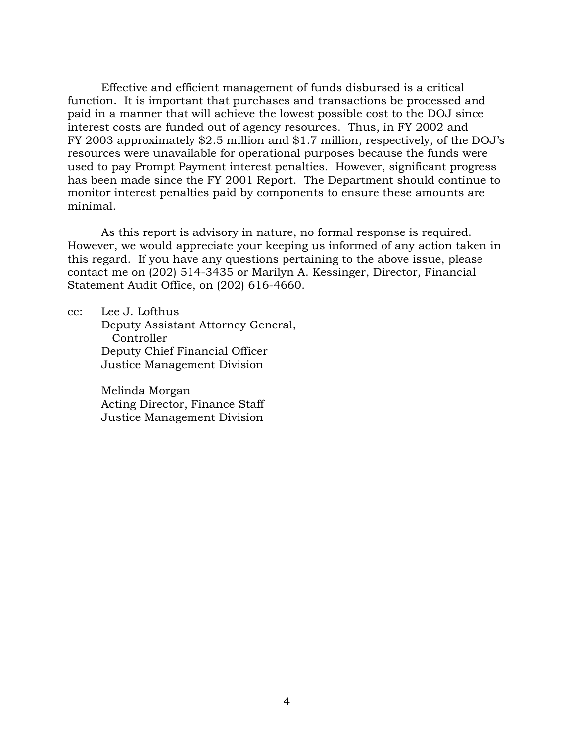Effective and efficient management of funds disbursed is a critical function. It is important that purchases and transactions be processed and paid in a manner that will achieve the lowest possible cost to the DOJ since interest costs are funded out of agency resources. Thus, in FY 2002 and FY 2003 approximately $2.5 million and $1.7 million, respectively, of the DOJ's resources were unavailable for operational purposes because the funds were used to pay Prompt Payment interest penalties. However, significant progress has been made since the FY 2001 Report. The Department should continue to monitor interest penalties paid by components to ensure these amounts are minimal.

As this report is advisory in nature, no formal response is required. However, we would appreciate your keeping us informed of any action taken in this regard. If you have any questions pertaining to the above issue, please contact me on (202) 514-3435 or Marilyn A. Kessinger, Director, Financial Statement Audit Office, on (202) 616-4660.

cc: Lee J. Lofthus
Deputy Assistant Attorney General,
Controller
Deputy Chief Financial Officer
Justice Management Division

Melinda Morgan
Acting Director, Finance Staff
Justice Management Division